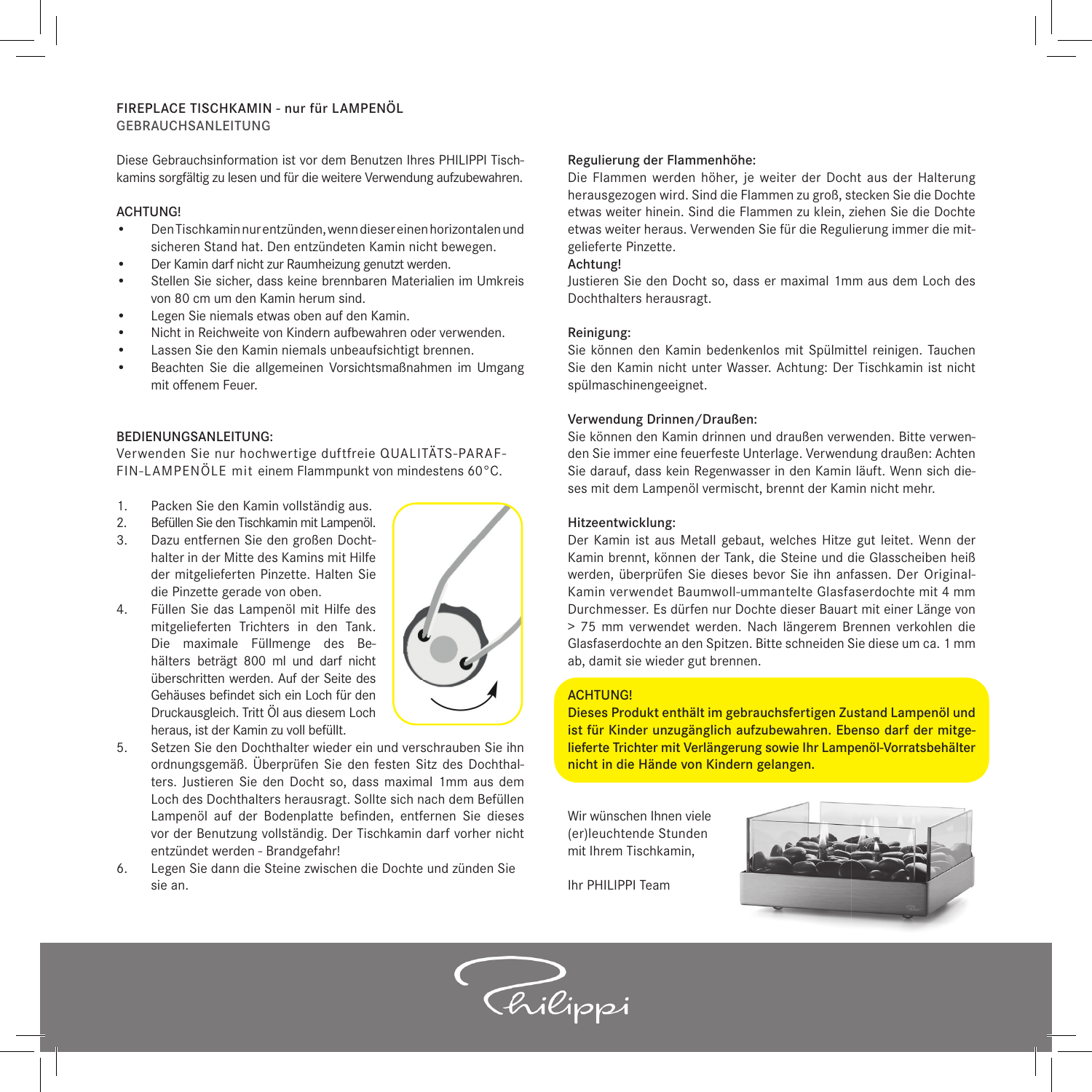# FIREPLACE TISCHKAMIN - nur für LAMPENÖL

GEBRAUCHSANLEITUNG

Diese Gebrauchsinformation ist vor dem Benutzen Ihres PHILIPPI Tischkamins sorgfältig zu lesen und für die weitere Verwendung aufzubewahren.

## ACHTUNG!

- Den Tischkamin nur entzünden, wenn dieser einen horizontalen und sicheren Stand hat. Den entzündeten Kamin nicht bewegen.
- Der Kamin darf nicht zur Raumheizung genutzt werden.
- Stellen Sie sicher, dass keine brennbaren Materialien im Umkreis von 80 cm um den Kamin herum sind.
- Legen Sie niemals etwas oben auf den Kamin.
- Nicht in Reichweite von Kindern aufbewahren oder verwenden.
- Lassen Sie den Kamin niemals unbeaufsichtigt brennen.
- Beachten Sie die allgemeinen Vorsichtsmaßnahmen im Umgang mit offenem Feuer.

## BEDIENUNGSANLEITUNG:

Verwenden Sie nur hochwertige duftfreie QUALITÄTS-PARAFFIN-LAMPENÖLE mit einem Flammpunkt von mindestens 60°C.

1. Packen Sie den Kamin vollständig aus.
2. Befüllen Sie den Tischkamin mit Lampenöl.
3. Dazu entfernen Sie den großen Dochthalter in der Mitte des Kamins mit Hilfe der mitgelieferten Pinzette. Halten Sie die Pinzette gerade von oben.
4. Füllen Sie das Lampenöl mit Hilfe des mitgelieferten Trichters in den Tank. Die maximale Füllmenge des Behälters beträgt 800 ml und darf nicht überschritten werden. Auf der Seite des Gehäuses befindet sich ein Loch für den Druckausgleich. Tritt Öl aus diesem Loch heraus, ist der Kamin zu voll befüllt.
5. Setzen Sie den Dochthalter wieder ein und verschrauben Sie ihn ordnungsgemäß. Überprüfen Sie den festen Sitz des Dochthalters. Justieren Sie den Docht so, dass maximal 1mm aus dem Loch des Dochthalters herausragt. Sollte sich nach dem Befüllen Lampenöl auf der Bodenplatte befinden, entfernen Sie dieses vor der Benutzung vollständig. Der Tischkamin darf vorher nicht entzündet werden - Brandgefahr!
6. Legen Sie dann die Steine zwischen die Dochte und zünden Sie sie an.

### Regulierung der Flammenhöhe:

Die Flammen werden höher, je weiter der Docht aus der Halterung herausgezogen wird. Sind die Flammen zu groß, stecken Sie die Dochte etwas weiter hinein. Sind die Flammen zu klein, ziehen Sie die Dochte etwas weiter heraus. Verwenden Sie für die Regulierung immer die mitgelieferte Pinzette.

**Achtung!**

Justieren Sie den Docht so, dass er maximal 1mm aus dem Loch des Dochthalters herausragt.

### Reinigung:

Sie können den Kamin bedenkenlos mit Spülmittel reinigen. Tauchen Sie den Kamin nicht unter Wasser. Achtung: Der Tischkamin ist nicht spülmaschinengeeignet.

### Verwendung Drinnen/Draußen:

Sie können den Kamin drinnen und draußen verwenden. Bitte verwenden Sie immer eine feuerfeste Unterlage. Verwendung draußen: Achten Sie darauf, dass kein Regenwasser in den Kamin läuft. Wenn sich dieses mit dem Lampenöl vermischt, brennt der Kamin nicht mehr.

### Hitzeentwicklung:

Der Kamin ist aus Metall gebaut, welches Hitze gut leitet. Wenn der Kamin brennt, können der Tank, die Steine und die Glasscheiben heiß werden, überprüfen Sie dieses bevor Sie ihn anfassen. Der Original-Kamin verwendet Baumwoll-ummantelte Glasfaserdochte mit 4 mm Durchmesser. Es dürfen nur Dochte dieser Bauart mit einer Länge von > 75 mm verwendet werden. Nach längerem Brennen verkohlen die Glasfaserdochte an den Spitzen. Bitte schneiden Sie diese um ca. 1 mm ab, damit sie wieder gut brennen.

**ACHTUNG!**

**Dieses Produkt enthält im gebrauchsfertigen Zustand Lampenöl und ist für Kinder unzugänglich aufzubewahren. Ebenso darf der mitgelieferte Trichter mit Verlängerung sowie Ihr Lampenöl-Vorratsbehälter nicht in die Hände von Kindern gelangen.**

Wir wünschen Ihnen viele (er)leuchtende Stunden mit Ihrem Tischkamin,

Ihr PHILIPPI Team

Philippi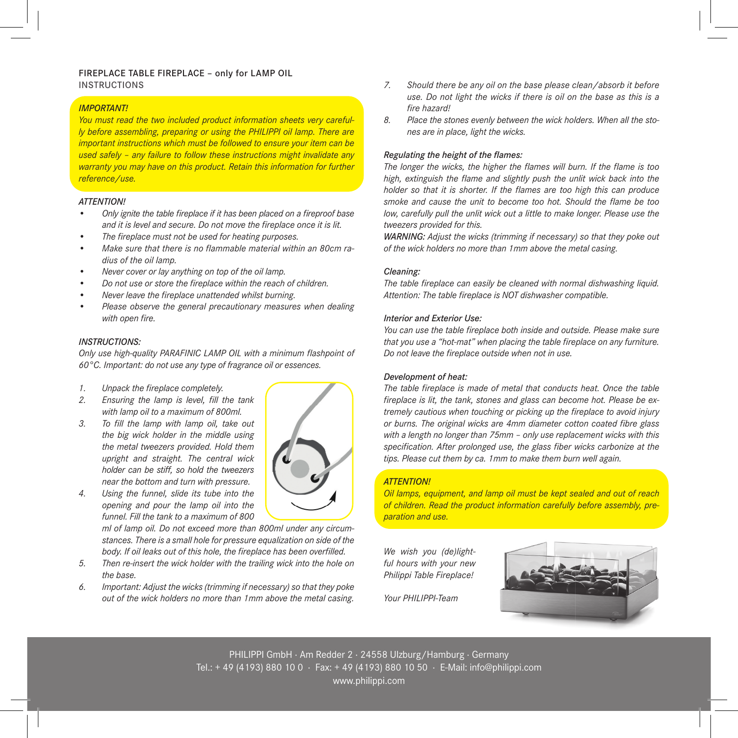FIREPLACE TABLE FIREPLACE – only for LAMP OIL
INSTRUCTIONS

*IMPORTANT!*
*You must read the two included product information sheets very carefully before assembling, preparing or using the PHILIPPI oil lamp. There are important instructions which must be followed to ensure your item can be used safely – any failure to follow these instructions might invalidate any warranty you may have on this product. Retain this information for further reference/use.*

*ATTENTION!*

- *Only ignite the table fireplace if it has been placed on a fireproof base and it is level and secure. Do not move the fireplace once it is lit.*
- *The fireplace must not be used for heating purposes.*
- *Make sure that there is no flammable material within an 80cm radius of the oil lamp.*
- *Never cover or lay anything on top of the oil lamp.*
- *Do not use or store the fireplace within the reach of children.*
- *Never leave the fireplace unattended whilst burning.*
- *Please observe the general precautionary measures when dealing with open fire.*

*INSTRUCTIONS:*
*Only use high-quality PARAFINIC LAMP OIL with a minimum flashpoint of 60°C. Important: do not use any type of fragrance oil or essences.*

1. *Unpack the fireplace completely.*
2. *Ensuring the lamp is level, fill the tank with lamp oil to a maximum of 800ml.*
3. *To fill the lamp with lamp oil, take out the big wick holder in the middle using the metal tweezers provided. Hold them upright and straight. The central wick holder can be stiff, so hold the tweezers near the bottom and turn with pressure.*
4. *Using the funnel, slide its tube into the opening and pour the lamp oil into the funnel. Fill the tank to a maximum of 800 ml of lamp oil. Do not exceed more than 800ml under any circumstances. There is a small hole for pressure equalization on side of the body. If oil leaks out of this hole, the fireplace has been overfilled.*
5. *Then re-insert the wick holder with the trailing wick into the hole on the base.*
6. *Important: Adjust the wicks (trimming if necessary) so that they poke out of the wick holders no more than 1mm above the metal casing.*
7. *Should there be any oil on the base please clean/absorb it before use. Do not light the wicks if there is oil on the base as this is a fire hazard!*
8. *Place the stones evenly between the wick holders. When all the stones are in place, light the wicks.*

*Regulating the height of the flames:*
*The longer the wicks, the higher the flames will burn. If the flame is too high, extinguish the flame and slightly push the unlit wick back into the holder so that it is shorter. If the flames are too high this can produce smoke and cause the unit to become too hot. Should the flame be too low, carefully pull the unlit wick out a little to make longer. Please use the tweezers provided for this.*
***WARNING:** Adjust the wicks (trimming if necessary) so that they poke out of the wick holders no more than 1mm above the metal casing.*

*Cleaning:*
*The table fireplace can easily be cleaned with normal dishwashing liquid. Attention: The table fireplace is NOT dishwasher compatible.*

*Interior and Exterior Use:*
*You can use the table fireplace both inside and outside. Please make sure that you use a "hot-mat" when placing the table fireplace on any furniture. Do not leave the fireplace outside when not in use.*

*Development of heat:*
*The table fireplace is made of metal that conducts heat. Once the table fireplace is lit, the tank, stones and glass can become hot. Please be extremely cautious when touching or picking up the fireplace to avoid injury or burns. The original wicks are 4mm diameter cotton coated fibre glass with a length no longer than 75mm – only use replacement wicks with this specification. After prolonged use, the glass fiber wicks carbonize at the tips. Please cut them by ca. 1mm to make them burn well again.*

*ATTENTION!*
*Oil lamps, equipment, and lamp oil must be kept sealed and out of reach of children. Read the product information carefully before assembly, preparation and use.*

*We wish you (de)lightful hours with your new Philippi Table Fireplace!*

*Your PHILIPPI-Team*

PHILIPPI GmbH · Am Redder 2 · 24558 Ulzburg/Hamburg · Germany
Tel.: + 49 (4193) 880 10 0 · Fax: + 49 (4193) 880 10 50 · E-Mail: info@philippi.com
www.philippi.com